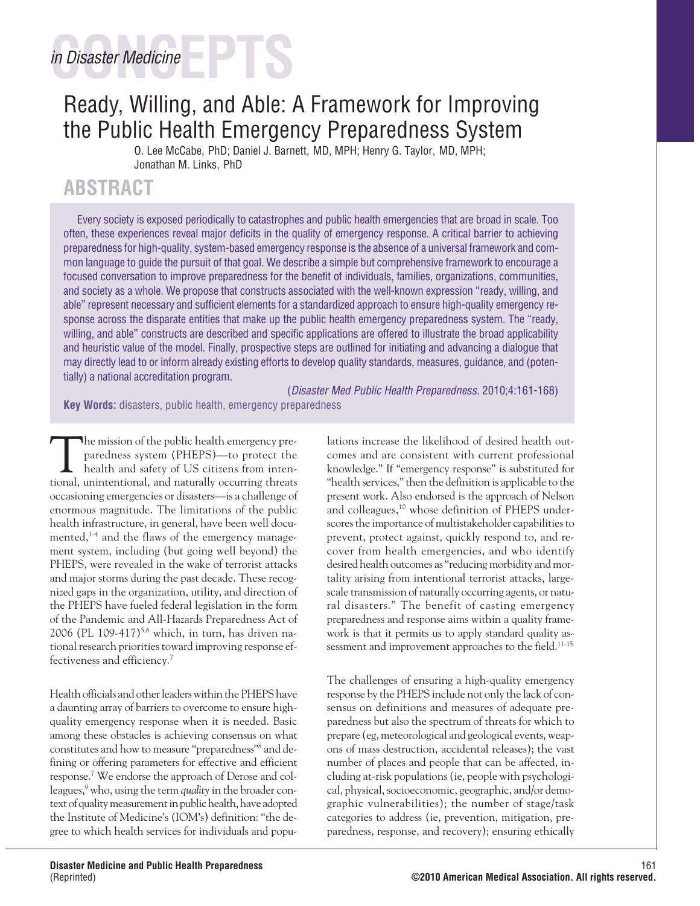# CONCEPTS in Disaster Medicine

# Ready, Willing, and Able: A Framework for Improving the Public Health Emergency Preparedness System

O. Lee McCabe, PhD; Daniel J. Barnett, MD, MPH; Henry G. Taylor, MD, MPH; Jonathan M. Links, PhD

## ABSTRACT

Every society is exposed periodically to catastrophes and public health emergencies that are broad in scale. Too often, these experiences reveal major deficits in the quality of emergency response. A critical barrier to achieving preparedness for high-quality, system-based emergency response is the absence of a universal framework and common language to guide the pursuit of that goal. We describe a simple but comprehensive framework to encourage a focused conversation to improve preparedness for the benefit of individuals, families, organizations, communities, and society as a whole. We propose that constructs associated with the well-known expression "ready, willing, and able" represent necessary and sufficient elements for a standardized approach to ensure high-quality emergency response across the disparate entities that make up the public health emergency preparedness system. The "ready, willing, and able" constructs are described and specific applications are offered to illustrate the broad applicability and heuristic value of the model. Finally, prospective steps are outlined for initiating and advancing a dialogue that may directly lead to or inform already existing efforts to develop quality standards, measures, guidance, and (potentially) a national accreditation program.

(*Disaster Med Public Health Preparedness.* 2010;4:161-168)

**Key Words:** disasters, public health, emergency preparedness

The mission of the public health emergency preparedness system (PHEPS)—to protect the health and safety of US citizens from intentional, unintentional, and naturally occurring threats occasioning emergencies or disasters—is a challenge of enormous magnitude. The limitations of the public health infrastructure, in general, have been well documented,[1-4] and the flaws of the emergency management system, including (but going well beyond) the PHEPS, were revealed in the wake of terrorist attacks and major storms during the past decade. These recognized gaps in the organization, utility, and direction of the PHEPS have fueled federal legislation in the form of the Pandemic and All-Hazards Preparedness Act of 2006 (PL 109-417)[5,6] which, in turn, has driven national research priorities toward improving response effectiveness and efficiency.[7]

Health officials and other leaders within the PHEPS have a daunting array of barriers to overcome to ensure high-quality emergency response when it is needed. Basic among these obstacles is achieving consensus on what constitutes and how to measure "preparedness"[8] and defining or offering parameters for effective and efficient response.[7] We endorse the approach of Derose and colleagues,[9] who, using the term *quality* in the broader context of quality measurement in public health, have adopted the Institute of Medicine's (IOM's) definition: "the degree to which health services for individuals and populations increase the likelihood of desired health outcomes and are consistent with current professional knowledge." If "emergency response" is substituted for "health services," then the definition is applicable to the present work. Also endorsed is the approach of Nelson and colleagues,[10] whose definition of PHEPS underscores the importance of multistakeholder capabilities to prevent, protect against, quickly respond to, and recover from health emergencies, and who identify desired health outcomes as "reducing morbidity and mortality arising from intentional terrorist attacks, large-scale transmission of naturally occurring agents, or natural disasters." The benefit of casting emergency preparedness and response aims within a quality framework is that it permits us to apply standard quality assessment and improvement approaches to the field.[11-15]

The challenges of ensuring a high-quality emergency response by the PHEPS include not only the lack of consensus on definitions and measures of adequate preparedness but also the spectrum of threats for which to prepare (eg, meteorological and geological events, weapons of mass destruction, accidental releases); the vast number of places and people that can be affected, including at-risk populations (ie, people with psychological, physical, socioeconomic, geographic, and/or demographic vulnerabilities); the number of stage/task categories to address (ie, prevention, mitigation, preparedness, response, and recovery); ensuring ethically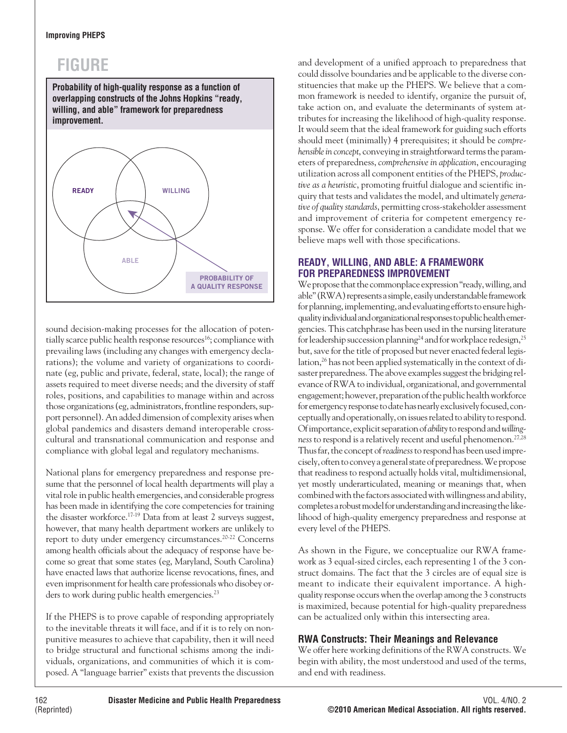## FIGURE

**Probability of high-quality response as a function of overlapping constructs of the Johns Hopkins "ready, willing, and able" framework for preparedness improvement.**

READY

WILLING

ABLE

PROBABILITY OF A QUALITY RESPONSE

sound decision-making processes for the allocation of potentially scarce public health response resources[16]; compliance with prevailing laws (including any changes with emergency declarations); the volume and variety of organizations to coordinate (eg, public and private, federal, state, local); the range of assets required to meet diverse needs; and the diversity of staff roles, positions, and capabilities to manage within and across those organizations (eg, administrators, frontline responders, support personnel). An added dimension of complexity arises when global pandemics and disasters demand interoperable cross-cultural and transnational communication and response and compliance with global legal and regulatory mechanisms.

National plans for emergency preparedness and response presume that the personnel of local health departments will play a vital role in public health emergencies, and considerable progress has been made in identifying the core competencies for training the disaster workforce.[17-19] Data from at least 2 surveys suggest, however, that many health department workers are unlikely to report to duty under emergency circumstances.[20-22] Concerns among health officials about the adequacy of response have become so great that some states (eg, Maryland, South Carolina) have enacted laws that authorize license revocations, fines, and even imprisonment for health care professionals who disobey orders to work during public health emergencies.[23]

If the PHEPS is to prove capable of responding appropriately to the inevitable threats it will face, and if it is to rely on nonpunitive measures to achieve that capability, then it will need to bridge structural and functional schisms among the individuals, organizations, and communities of which it is composed. A "language barrier" exists that prevents the discussion and development of a unified approach to preparedness that could dissolve boundaries and be applicable to the diverse constituencies that make up the PHEPS. We believe that a common framework is needed to identify, organize the pursuit of, take action on, and evaluate the determinants of system attributes for increasing the likelihood of high-quality response. It would seem that the ideal framework for guiding such efforts should meet (minimally) 4 prerequisites; it should be *comprehensible in concept*, conveying in straightforward terms the parameters of preparedness, *comprehensive in application*, encouraging utilization across all component entities of the PHEPS, *productive as a heuristic*, promoting fruitful dialogue and scientific inquiry that tests and validates the model, and ultimately *generative of quality standards*, permitting cross-stakeholder assessment and improvement of criteria for competent emergency response. We offer for consideration a candidate model that we believe maps well with those specifications.

## READY, WILLING, AND ABLE: A FRAMEWORK FOR PREPAREDNESS IMPROVEMENT

We propose that the commonplace expression "ready, willing, and able" (RWA) represents a simple, easily understandable framework for planning, implementing, and evaluating efforts to ensure high-quality individual and organizational responses to public health emergencies. This catchphrase has been used in the nursing literature for leadership succession planning[24] and for workplace redesign,[25] but, save for the title of proposed but never enacted federal legislation,[26] has not been applied systematically in the context of disaster preparedness. The above examples suggest the bridging relevance of RWA to individual, organizational, and governmental engagement; however, preparation of the public health workforce for emergency response to date has nearly exclusively focused, conceptually and operationally, on issues related to ability to respond. Of importance, explicit separation of *ability* to respond and *willingness* to respond is a relatively recent and useful phenomenon.[27,28] Thus far, the concept of *readiness* to respond has been used imprecisely, often to convey a general state of preparedness. We propose that readiness to respond actually holds vital, multidimensional, yet mostly underarticulated, meaning or meanings that, when combined with the factors associated with willingness and ability, completes a robust model for understanding and increasing the likelihood of high-quality emergency preparedness and response at every level of the PHEPS.

As shown in the Figure, we conceptualize our RWA framework as 3 equal-sized circles, each representing 1 of the 3 construct domains. The fact that the 3 circles are of equal size is meant to indicate their equivalent importance. A high-quality response occurs when the overlap among the 3 constructs is maximized, because potential for high-quality preparedness can be actualized only within this intersecting area.

### RWA Constructs: Their Meanings and Relevance

We offer here working definitions of the RWA constructs. We begin with ability, the most understood and used of the terms, and end with readiness.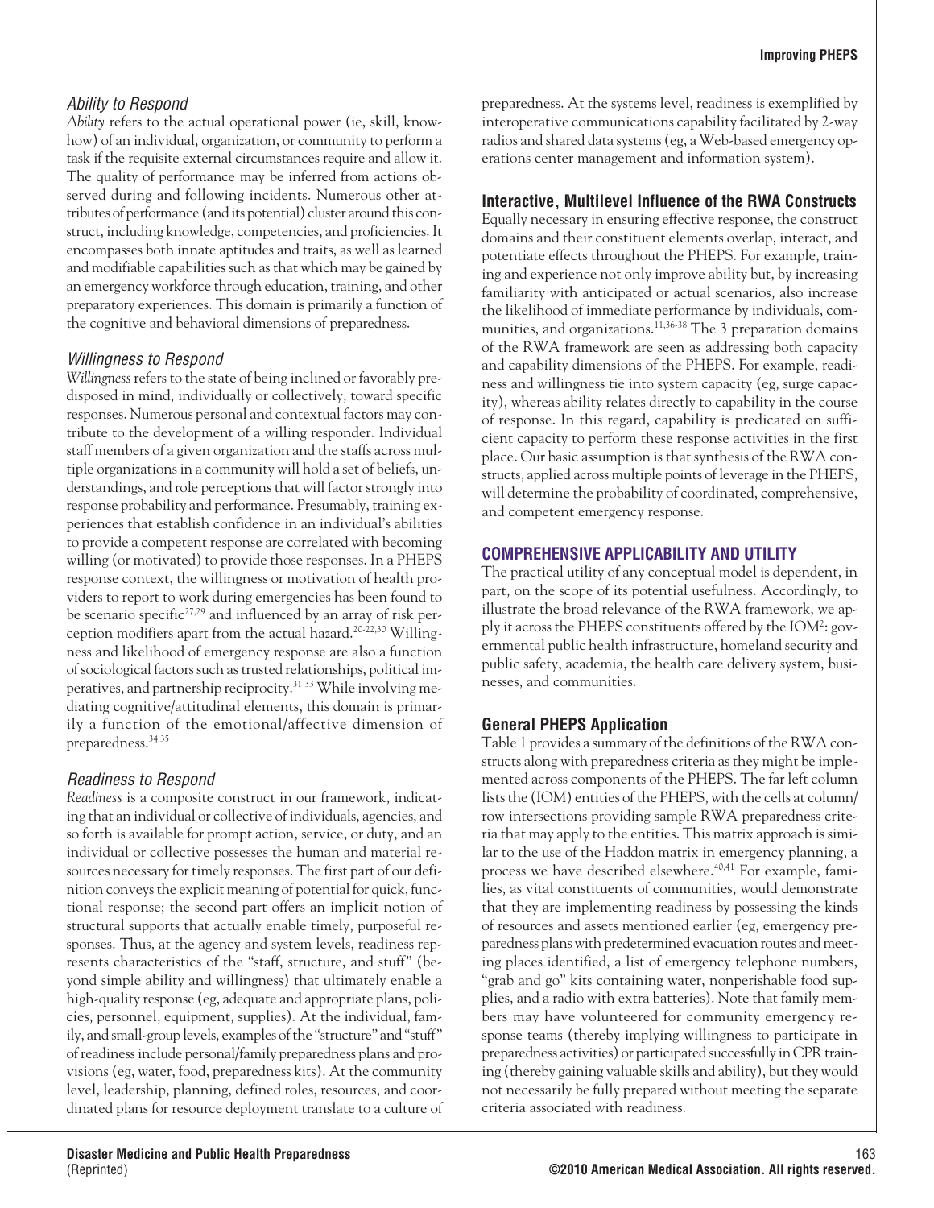### Ability to Respond

*Ability* refers to the actual operational power (ie, skill, know-how) of an individual, organization, or community to perform a task if the requisite external circumstances require and allow it. The quality of performance may be inferred from actions observed during and following incidents. Numerous other attributes of performance (and its potential) cluster around this construct, including knowledge, competencies, and proficiencies. It encompasses both innate aptitudes and traits, as well as learned and modifiable capabilities such as that which may be gained by an emergency workforce through education, training, and other preparatory experiences. This domain is primarily a function of the cognitive and behavioral dimensions of preparedness.

### Willingness to Respond

*Willingness* refers to the state of being inclined or favorably predisposed in mind, individually or collectively, toward specific responses. Numerous personal and contextual factors may contribute to the development of a willing responder. Individual staff members of a given organization and the staffs across multiple organizations in a community will hold a set of beliefs, understandings, and role perceptions that will factor strongly into response probability and performance. Presumably, training experiences that establish confidence in an individual's abilities to provide a competent response are correlated with becoming willing (or motivated) to provide those responses. In a PHEPS response context, the willingness or motivation of health providers to report to work during emergencies has been found to be scenario specific[27,29] and influenced by an array of risk perception modifiers apart from the actual hazard.[20-22,30] Willingness and likelihood of emergency response are also a function of sociological factors such as trusted relationships, political imperatives, and partnership reciprocity.[31-33] While involving mediating cognitive/attitudinal elements, this domain is primarily a function of the emotional/affective dimension of preparedness.[34,35]

### Readiness to Respond

*Readiness* is a composite construct in our framework, indicating that an individual or collective of individuals, agencies, and so forth is available for prompt action, service, or duty, and an individual or collective possesses the human and material resources necessary for timely responses. The first part of our definition conveys the explicit meaning of potential for quick, functional response; the second part offers an implicit notion of structural supports that actually enable timely, purposeful responses. Thus, at the agency and system levels, readiness represents characteristics of the "staff, structure, and stuff" (beyond simple ability and willingness) that ultimately enable a high-quality response (eg, adequate and appropriate plans, policies, personnel, equipment, supplies). At the individual, family, and small-group levels, examples of the "structure" and "stuff" of readiness include personal/family preparedness plans and provisions (eg, water, food, preparedness kits). At the community level, leadership, planning, defined roles, resources, and coordinated plans for resource deployment translate to a culture of preparedness. At the systems level, readiness is exemplified by interoperative communications capability facilitated by 2-way radios and shared data systems (eg, a Web-based emergency operations center management and information system).

## Interactive, Multilevel Influence of the RWA Constructs

Equally necessary in ensuring effective response, the construct domains and their constituent elements overlap, interact, and potentiate effects throughout the PHEPS. For example, training and experience not only improve ability but, by increasing familiarity with anticipated or actual scenarios, also increase the likelihood of immediate performance by individuals, communities, and organizations.[11,36-38] The 3 preparation domains of the RWA framework are seen as addressing both capacity and capability dimensions of the PHEPS. For example, readiness and willingness tie into system capacity (eg, surge capacity), whereas ability relates directly to capability in the course of response. In this regard, capability is predicated on sufficient capacity to perform these response activities in the first place. Our basic assumption is that synthesis of the RWA constructs, applied across multiple points of leverage in the PHEPS, will determine the probability of coordinated, comprehensive, and competent emergency response.

## COMPREHENSIVE APPLICABILITY AND UTILITY

The practical utility of any conceptual model is dependent, in part, on the scope of its potential usefulness. Accordingly, to illustrate the broad relevance of the RWA framework, we apply it across the PHEPS constituents offered by the IOM[2]: governmental public health infrastructure, homeland security and public safety, academia, the health care delivery system, businesses, and communities.

## General PHEPS Application

Table 1 provides a summary of the definitions of the RWA constructs along with preparedness criteria as they might be implemented across components of the PHEPS. The far left column lists the (IOM) entities of the PHEPS, with the cells at column/row intersections providing sample RWA preparedness criteria that may apply to the entities. This matrix approach is similar to the use of the Haddon matrix in emergency planning, a process we have described elsewhere.[40,41] For example, families, as vital constituents of communities, would demonstrate that they are implementing readiness by possessing the kinds of resources and assets mentioned earlier (eg, emergency preparedness plans with predetermined evacuation routes and meeting places identified, a list of emergency telephone numbers, "grab and go" kits containing water, nonperishable food supplies, and a radio with extra batteries). Note that family members may have volunteered for community emergency response teams (thereby implying willingness to participate in preparedness activities) or participated successfully in CPR training (thereby gaining valuable skills and ability), but they would not necessarily be fully prepared without meeting the separate criteria associated with readiness.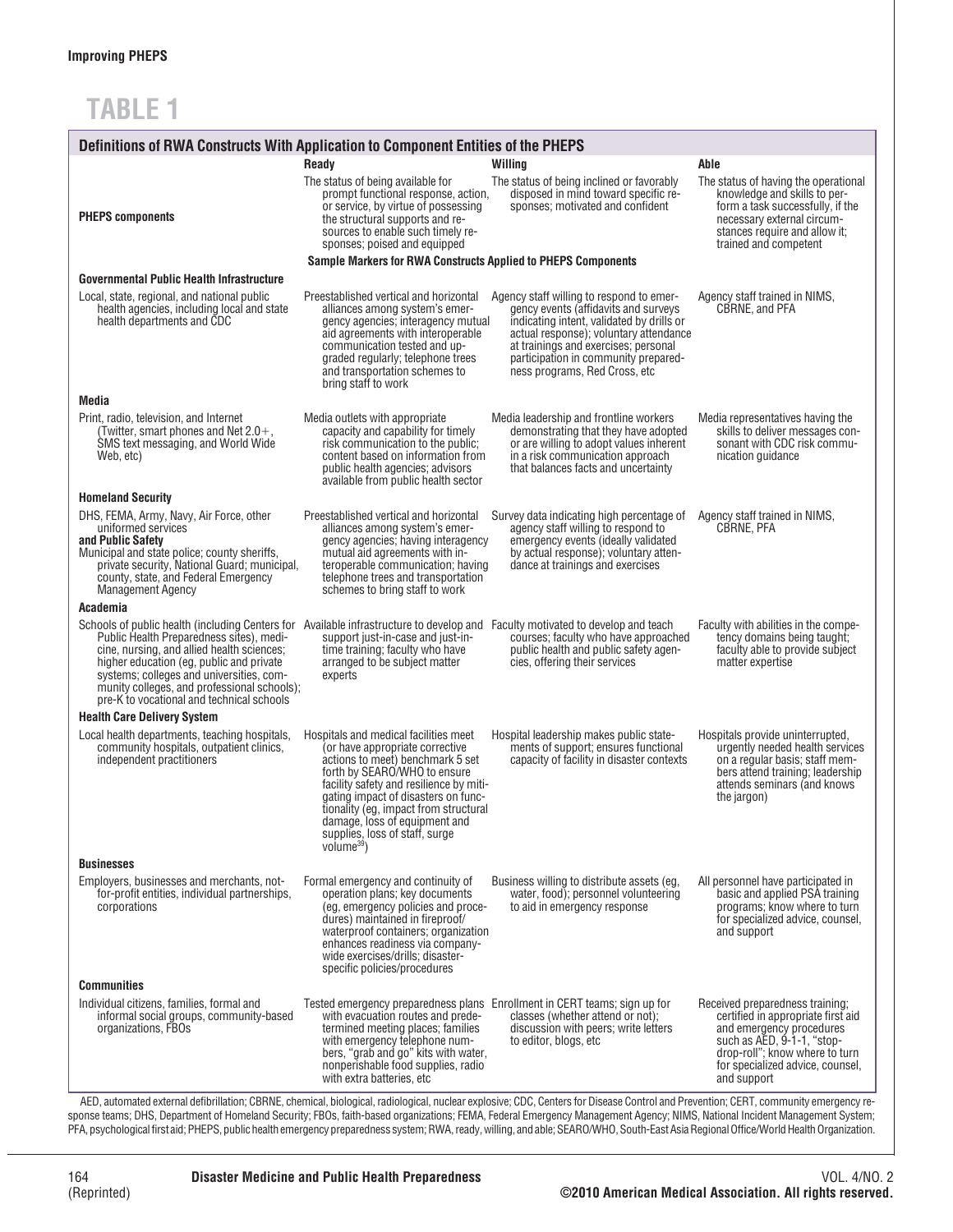**Improving PHEPS**

# TABLE 1

| Definitions of RWA Constructs With Application to Component Entities of the PHEPS | | | |
|---|---|---|---|
| | **Ready** | **Willing** | **Able** |
| **PHEPS components** | The status of being available for prompt functional response, action, or service, by virtue of possessing the structural supports and resources to enable such timely responses; poised and equipped | The status of being inclined or favorably disposed in mind toward specific responses; motivated and confident | The status of having the operational knowledge and skills to perform a task successfully, if the necessary external circumstances require and allow it; trained and competent |
| | **Sample Markers for RWA Constructs Applied to PHEPS Components** | | |
| **Governmental Public Health Infrastructure** | | | |
| Local, state, regional, and national public health agencies, including local and state health departments and CDC | Preestablished vertical and horizontal alliances among system's emergency agencies; interagency mutual aid agreements with interoperable communication tested and upgraded regularly; telephone trees and transportation schemes to bring staff to work | Agency staff willing to respond to emergency events (affidavits and surveys indicating intent, validated by drills or actual response); voluntary attendance at trainings and exercises; personal participation in community preparedness programs, Red Cross, etc | Agency staff trained in NIMS, CBRNE, and PFA |
| **Media** | | | |
| Print, radio, television, and Internet (Twitter, smart phones and Net 2.0+, SMS text messaging, and World Wide Web, etc) | Media outlets with appropriate capacity and capability for timely risk communication to the public; content based on information from public health agencies; advisors available from public health sector | Media leadership and frontline workers demonstrating that they have adopted or are willing to adopt values inherent in a risk communication approach that balances facts and uncertainty | Media representatives having the skills to deliver messages consonant with CDC risk communication guidance |
| **Homeland Security** | | | |
| DHS, FEMA, Army, Navy, Air Force, other uniformed services **and Public Safety** Municipal and state police; county sheriffs, private security, National Guard; municipal, county, state, and Federal Emergency Management Agency | Preestablished vertical and horizontal alliances among system's emergency agencies; having interagency mutual aid agreements with interoperable communication; having telephone trees and transportation schemes to bring staff to work | Survey data indicating high percentage of agency staff willing to respond to emergency events (ideally validated by actual response); voluntary attendance at trainings and exercises | Agency staff trained in NIMS, CBRNE, PFA |
| **Academia** | | | |
| Schools of public health (including Centers for Public Health Preparedness sites), medicine, nursing, and allied health sciences; higher education (eg, public and private systems; colleges and universities, community colleges, and professional schools); pre-K to vocational and technical schools | Available infrastructure to develop and support just-in-case and just-in-time training; faculty who have arranged to be subject matter experts | Faculty motivated to develop and teach courses; faculty who have approached public health and public safety agencies, offering their services | Faculty with abilities in the competency domains being taught; faculty able to provide subject matter expertise |
| **Health Care Delivery System** | | | |
| Local health departments, teaching hospitals, community hospitals, outpatient clinics, independent practitioners | Hospitals and medical facilities meet (or have appropriate corrective actions to meet) benchmark 5 set forth by SEARO/WHO to ensure facility safety and resilience by mitigating impact of disasters on functionality (eg, impact from structural damage, loss of equipment and supplies, loss of staff, surge volume[39]) | Hospital leadership makes public statements of support; ensures functional capacity of facility in disaster contexts | Hospitals provide uninterrupted, urgently needed health services on a regular basis; staff members attend training; leadership attends seminars (and knows the jargon) |
| **Businesses** | | | |
| Employers, businesses and merchants, not-for-profit entities, individual partnerships, corporations | Formal emergency and continuity of operation plans; key documents (eg, emergency policies and procedures) maintained in fireproof/waterproof containers; organization enhances readiness via company-wide exercises/drills; disaster-specific policies/procedures | Business willing to distribute assets (eg, water, food); personnel volunteering to aid in emergency response | All personnel have participated in basic and applied PSA training programs; know where to turn for specialized advice, counsel, and support |
| **Communities** | | | |
| Individual citizens, families, formal and informal social groups, community-based organizations, FBOs | Tested emergency preparedness plans with evacuation routes and predetermined meeting places; families with emergency telephone numbers, "grab and go" kits with water, nonperishable food supplies, radio with extra batteries, etc | Enrollment in CERT teams; sign up for classes (whether attend or not); discussion with peers; write letters to editor, blogs, etc | Received preparedness training; certified in appropriate first aid and emergency procedures such as AED, 9-1-1, "stop-drop-roll"; know where to turn for specialized advice, counsel, and support |

AED, automated external defibrillation; CBRNE, chemical, biological, radiological, nuclear explosive; CDC, Centers for Disease Control and Prevention; CERT, community emergency response teams; DHS, Department of Homeland Security; FBOs, faith-based organizations; FEMA, Federal Emergency Management Agency; NIMS, National Incident Management System; PFA, psychological first aid; PHEPS, public health emergency preparedness system; RWA, ready, willing, and able; SEARO/WHO, South-East Asia Regional Office/World Health Organization.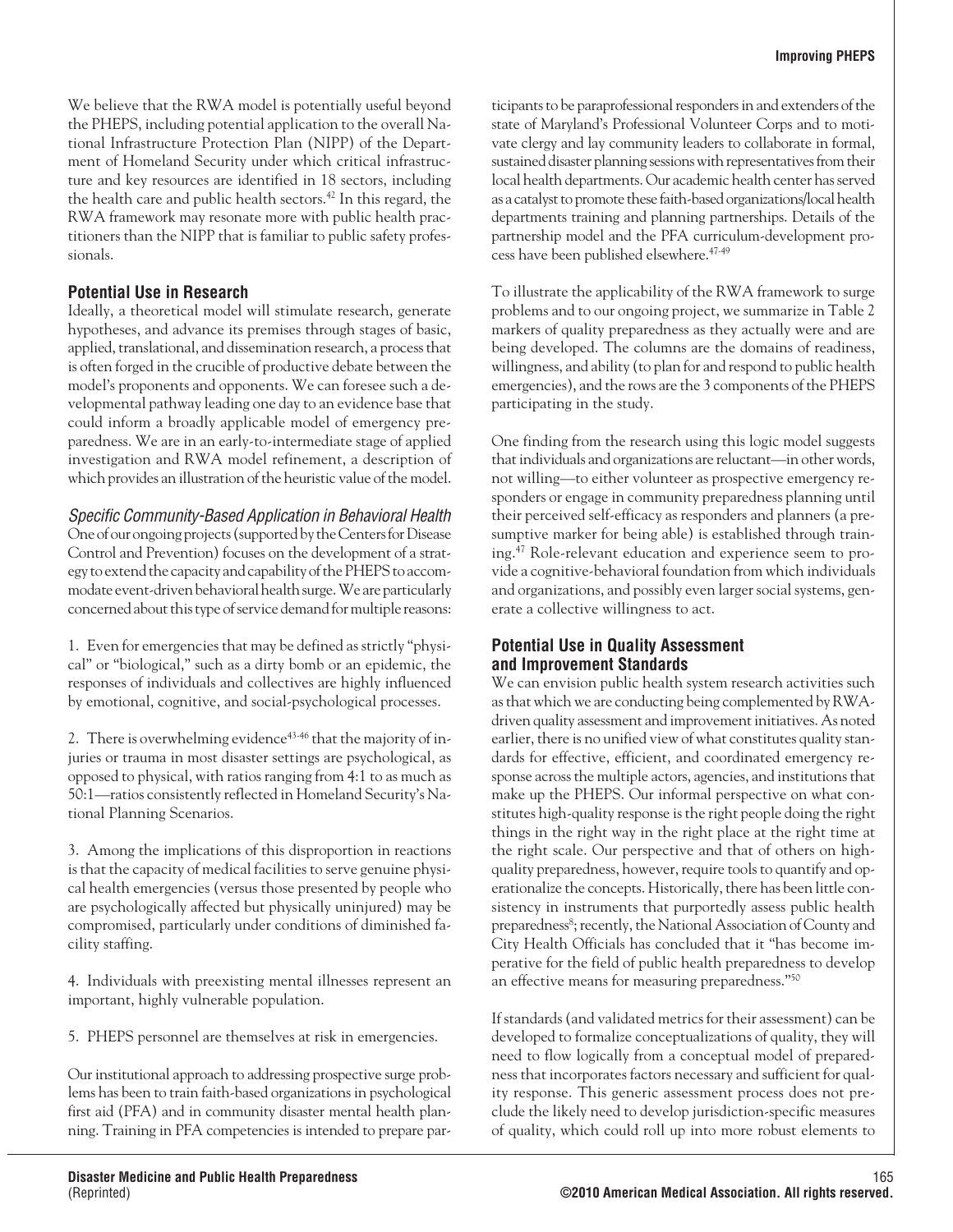We believe that the RWA model is potentially useful beyond the PHEPS, including potential application to the overall National Infrastructure Protection Plan (NIPP) of the Department of Homeland Security under which critical infrastructure and key resources are identified in 18 sectors, including the health care and public health sectors.[42] In this regard, the RWA framework may resonate more with public health practitioners than the NIPP that is familiar to public safety professionals.

### Potential Use in Research

Ideally, a theoretical model will stimulate research, generate hypotheses, and advance its premises through stages of basic, applied, translational, and dissemination research, a process that is often forged in the crucible of productive debate between the model's proponents and opponents. We can foresee such a developmental pathway leading one day to an evidence base that could inform a broadly applicable model of emergency preparedness. We are in an early-to-intermediate stage of applied investigation and RWA model refinement, a description of which provides an illustration of the heuristic value of the model.

#### *Specific Community-Based Application in Behavioral Health*

One of our ongoing projects (supported by the Centers for Disease Control and Prevention) focuses on the development of a strategy to extend the capacity and capability of the PHEPS to accommodate event-driven behavioral health surge. We are particularly concerned about this type of service demand for multiple reasons:

1. Even for emergencies that may be defined as strictly "physical" or "biological," such as a dirty bomb or an epidemic, the responses of individuals and collectives are highly influenced by emotional, cognitive, and social-psychological processes.

2. There is overwhelming evidence[43-46] that the majority of injuries or trauma in most disaster settings are psychological, as opposed to physical, with ratios ranging from 4:1 to as much as 50:1—ratios consistently reflected in Homeland Security's National Planning Scenarios.

3. Among the implications of this disproportion in reactions is that the capacity of medical facilities to serve genuine physical health emergencies (versus those presented by people who are psychologically affected but physically uninjured) may be compromised, particularly under conditions of diminished facility staffing.

4. Individuals with preexisting mental illnesses represent an important, highly vulnerable population.

5. PHEPS personnel are themselves at risk in emergencies.

Our institutional approach to addressing prospective surge problems has been to train faith-based organizations in psychological first aid (PFA) and in community disaster mental health planning. Training in PFA competencies is intended to prepare participants to be paraprofessional responders in and extenders of the state of Maryland's Professional Volunteer Corps and to motivate clergy and lay community leaders to collaborate in formal, sustained disaster planning sessions with representatives from their local health departments. Our academic health center has served as a catalyst to promote these faith-based organizations/local health departments training and planning partnerships. Details of the partnership model and the PFA curriculum-development process have been published elsewhere.[47-49]

To illustrate the applicability of the RWA framework to surge problems and to our ongoing project, we summarize in Table 2 markers of quality preparedness as they actually were and are being developed. The columns are the domains of readiness, willingness, and ability (to plan for and respond to public health emergencies), and the rows are the 3 components of the PHEPS participating in the study.

One finding from the research using this logic model suggests that individuals and organizations are reluctant—in other words, not willing—to either volunteer as prospective emergency responders or engage in community preparedness planning until their perceived self-efficacy as responders and planners (a presumptive marker for being able) is established through training.[47] Role-relevant education and experience seem to provide a cognitive-behavioral foundation from which individuals and organizations, and possibly even larger social systems, generate a collective willingness to act.

### Potential Use in Quality Assessment and Improvement Standards

We can envision public health system research activities such as that which we are conducting being complemented by RWA-driven quality assessment and improvement initiatives. As noted earlier, there is no unified view of what constitutes quality standards for effective, efficient, and coordinated emergency response across the multiple actors, agencies, and institutions that make up the PHEPS. Our informal perspective on what constitutes high-quality response is the right people doing the right things in the right way in the right place at the right time at the right scale. Our perspective and that of others on high-quality preparedness, however, require tools to quantify and operationalize the concepts. Historically, there has been little consistency in instruments that purportedly assess public health preparedness[8]; recently, the National Association of County and City Health Officials has concluded that it "has become imperative for the field of public health preparedness to develop an effective means for measuring preparedness."[50]

If standards (and validated metrics for their assessment) can be developed to formalize conceptualizations of quality, they will need to flow logically from a conceptual model of preparedness that incorporates factors necessary and sufficient for quality response. This generic assessment process does not preclude the likely need to develop jurisdiction-specific measures of quality, which could roll up into more robust elements to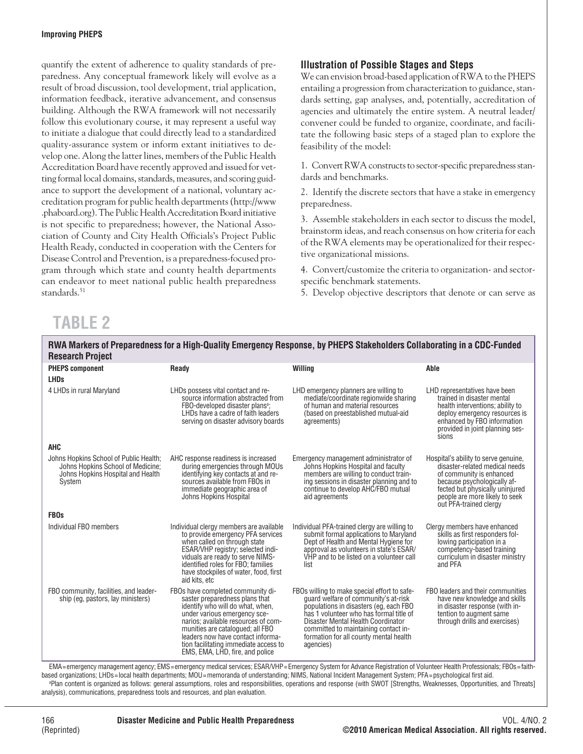quantify the extent of adherence to quality standards of preparedness. Any conceptual framework likely will evolve as a result of broad discussion, tool development, trial application, information feedback, iterative advancement, and consensus building. Although the RWA framework will not necessarily follow this evolutionary course, it may represent a useful way to initiate a dialogue that could directly lead to a standardized quality-assurance system or inform extant initiatives to develop one. Along the latter lines, members of the Public Health Accreditation Board have recently approved and issued for vetting formal local domains, standards, measures, and scoring guidance to support the development of a national, voluntary accreditation program for public health departments (http://www.phaboard.org). The Public Health Accreditation Board initiative is not specific to preparedness; however, the National Association of County and City Health Officials's Project Public Health Ready, conducted in cooperation with the Centers for Disease Control and Prevention, is a preparedness-focused program through which state and county health departments can endeavor to meet national public health preparedness standards.[51]

### Illustration of Possible Stages and Steps

We can envision broad-based application of RWA to the PHEPS entailing a progression from characterization to guidance, standards setting, gap analyses, and, potentially, accreditation of agencies and ultimately the entire system. A neutral leader/convener could be funded to organize, coordinate, and facilitate the following basic steps of a staged plan to explore the feasibility of the model:

1. Convert RWA constructs to sector-specific preparedness standards and benchmarks.

2. Identify the discrete sectors that have a stake in emergency preparedness.

3. Assemble stakeholders in each sector to discuss the model, brainstorm ideas, and reach consensus on how criteria for each of the RWA elements may be operationalized for their respective organizational missions.

4. Convert/customize the criteria to organization- and sector-specific benchmark statements.

5. Develop objective descriptors that denote or can serve as

## TABLE 2

**RWA Markers of Preparedness for a High-Quality Emergency Response, by PHEPS Stakeholders Collaborating in a CDC-Funded Research Project**

| PHEPS component | Ready | Willing | Able |
|---|---|---|---|
| **LHDs** | | | |
| 4 LHDs in rural Maryland | LHDs possess vital contact and resource information abstracted from FBO-developed disaster plans[a]; LHDs have a cadre of faith leaders serving on disaster advisory boards | LHD emergency planners are willing to mediate/coordinate regionwide sharing of human and material resources (based on preestablished mutual-aid agreements) | LHD representatives have been trained in disaster mental health interventions; ability to deploy emergency resources is enhanced by FBO information provided in joint planning sessions |
| **AHC** | | | |
| Johns Hopkins School of Public Health; Johns Hopkins School of Medicine; Johns Hopkins Hospital and Health System | AHC response readiness is increased during emergencies through MOUs identifying key contacts at and resources available from FBOs in immediate geographic area of Johns Hopkins Hospital | Emergency management administrator of Johns Hopkins Hospital and faculty members are willing to conduct training sessions in disaster planning and to continue to develop AHC/FBO mutual aid agreements | Hospital's ability to serve genuine, disaster-related medical needs of community is enhanced because psychologically affected but physically uninjured people are more likely to seek out PFA-trained clergy |
| **FBOs** | | | |
| Individual FBO members | Individual clergy members are available to provide emergency PFA services when called on through state ESAR/VHP registry; selected individuals are ready to serve NIMS-identified roles for FBO; families have stockpiles of water, food, first aid kits, etc | Individual PFA-trained clergy are willing to submit formal applications to Maryland Dept of Health and Mental Hygiene for approval as volunteers in state's ESAR/VHP and to be listed on a volunteer call list | Clergy members have enhanced skills as first responders following participation in a competency-based training curriculum in disaster ministry and PFA |
| FBO community, facilities, and leadership (eg, pastors, lay ministers) | FBOs have completed community disaster preparedness plans that identify who will do what, when, under various emergency scenarios; available resources of communities are catalogued; all FBO leaders now have contact information facilitating immediate access to EMS, EMA, LHD, fire, and police | FBOs willing to make special effort to safeguard welfare of community's at-risk populations in disasters (eg, each FBO has 1 volunteer who has formal title of Disaster Mental Health Coordinator committed to maintaining contact information for all county mental health agencies) | FBO leaders and their communities have new knowledge and skills in disaster response (with intention to augment same through drills and exercises) |

EMA=emergency management agency; EMS=emergency medical services; ESAR/VHP=Emergency System for Advance Registration of Volunteer Health Professionals; FBOs=faith-based organizations; LHDs=local health departments; MOU=memoranda of understanding; NIMS, National Incident Management System; PFA=psychological first aid.
[a]Plan content is organized as follows: general assumptions, roles and responsibilities, operations and response (with SWOT [Strengths, Weaknesses, Opportunities, and Threats] analysis), communications, preparedness tools and resources, and plan evaluation.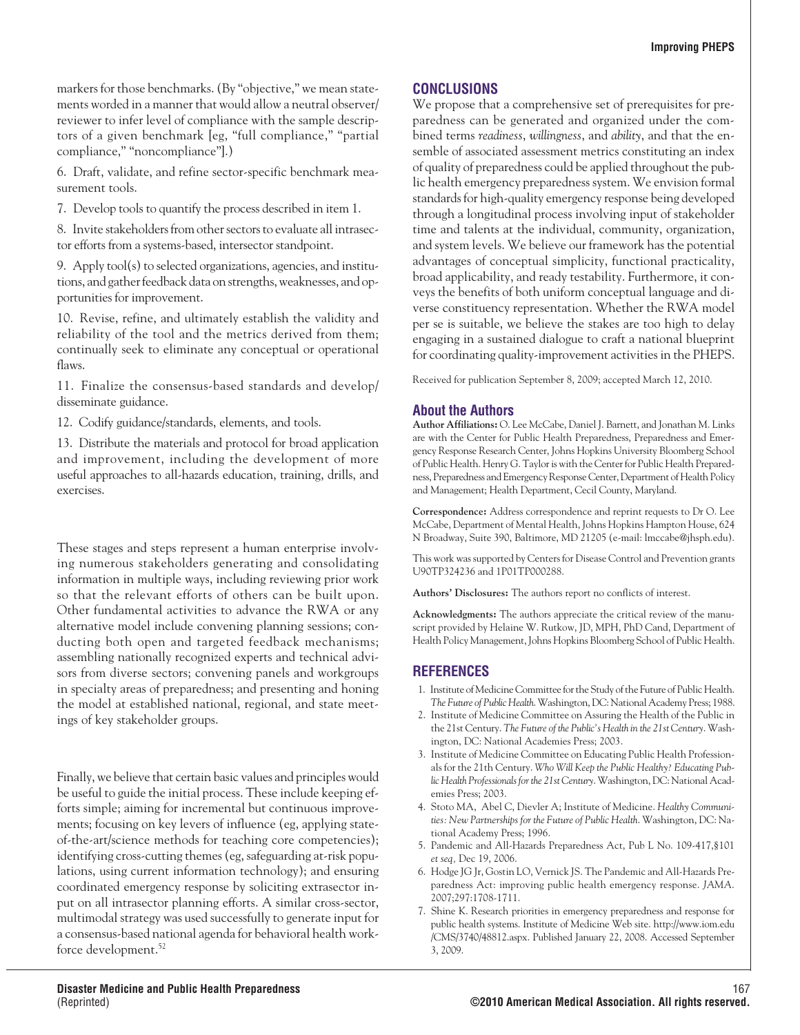markers for those benchmarks. (By "objective," we mean statements worded in a manner that would allow a neutral observer/reviewer to infer level of compliance with the sample descriptors of a given benchmark [eg, "full compliance," "partial compliance," "noncompliance"].)

6. Draft, validate, and refine sector-specific benchmark measurement tools.

7. Develop tools to quantify the process described in item 1.

8. Invite stakeholders from other sectors to evaluate all intrasector efforts from a systems-based, intersector standpoint.

9. Apply tool(s) to selected organizations, agencies, and institutions, and gather feedback data on strengths, weaknesses, and opportunities for improvement.

10. Revise, refine, and ultimately establish the validity and reliability of the tool and the metrics derived from them; continually seek to eliminate any conceptual or operational flaws.

11. Finalize the consensus-based standards and develop/disseminate guidance.

12. Codify guidance/standards, elements, and tools.

13. Distribute the materials and protocol for broad application and improvement, including the development of more useful approaches to all-hazards education, training, drills, and exercises.

These stages and steps represent a human enterprise involving numerous stakeholders generating and consolidating information in multiple ways, including reviewing prior work so that the relevant efforts of others can be built upon. Other fundamental activities to advance the RWA or any alternative model include convening planning sessions; conducting both open and targeted feedback mechanisms; assembling nationally recognized experts and technical advisors from diverse sectors; convening panels and workgroups in specialty areas of preparedness; and presenting and honing the model at established national, regional, and state meetings of key stakeholder groups.

Finally, we believe that certain basic values and principles would be useful to guide the initial process. These include keeping efforts simple; aiming for incremental but continuous improvements; focusing on key levers of influence (eg, applying state-of-the-art/science methods for teaching core competencies); identifying cross-cutting themes (eg, safeguarding at-risk populations, using current information technology); and ensuring coordinated emergency response by soliciting extrasector input on all intrasector planning efforts. A similar cross-sector, multimodal strategy was used successfully to generate input for a consensus-based national agenda for behavioral health workforce development.[52]

## CONCLUSIONS

We propose that a comprehensive set of prerequisites for preparedness can be generated and organized under the combined terms *readiness*, *willingness*, and *ability*, and that the ensemble of associated assessment metrics constituting an index of quality of preparedness could be applied throughout the public health emergency preparedness system. We envision formal standards for high-quality emergency response being developed through a longitudinal process involving input of stakeholder time and talents at the individual, community, organization, and system levels. We believe our framework has the potential advantages of conceptual simplicity, functional practicality, broad applicability, and ready testability. Furthermore, it conveys the benefits of both uniform conceptual language and diverse constituency representation. Whether the RWA model per se is suitable, we believe the stakes are too high to delay engaging in a sustained dialogue to craft a national blueprint for coordinating quality-improvement activities in the PHEPS.

Received for publication September 8, 2009; accepted March 12, 2010.

## About the Authors

**Author Affiliations:** O. Lee McCabe, Daniel J. Barnett, and Jonathan M. Links are with the Center for Public Health Preparedness, Preparedness and Emergency Response Research Center, Johns Hopkins University Bloomberg School of Public Health. Henry G. Taylor is with the Center for Public Health Preparedness, Preparedness and Emergency Response Center, Department of Health Policy and Management; Health Department, Cecil County, Maryland.

**Correspondence:** Address correspondence and reprint requests to Dr O. Lee McCabe, Department of Mental Health, Johns Hopkins Hampton House, 624 N Broadway, Suite 390, Baltimore, MD 21205 (e-mail: lmccabe@jhsph.edu).

This work was supported by Centers for Disease Control and Prevention grants U90TP324236 and 1P01TP000288.

**Authors' Disclosures:** The authors report no conflicts of interest.

**Acknowledgments:** The authors appreciate the critical review of the manuscript provided by Helaine W. Rutkow, JD, MPH, PhD Cand, Department of Health Policy Management, Johns Hopkins Bloomberg School of Public Health.

## REFERENCES

1. Institute of Medicine Committee for the Study of the Future of Public Health. *The Future of Public Health.* Washington, DC: National Academy Press; 1988.
2. Institute of Medicine Committee on Assuring the Health of the Public in the 21st Century. *The Future of the Public's Health in the 21st Century.* Washington, DC: National Academies Press; 2003.
3. Institute of Medicine Committee on Educating Public Health Professionals for the 21th Century. *Who Will Keep the Public Healthy? Educating Public Health Professionals for the 21st Century.* Washington, DC: National Academies Press; 2003.
4. Stoto MA, Abel C, Dievler A; Institute of Medicine. *Healthy Communities: New Partnerships for the Future of Public Health.* Washington, DC: National Academy Press; 1996.
5. Pandemic and All-Hazards Preparedness Act, Pub L No. 109-417,§101 *et seq,* Dec 19, 2006.
6. Hodge JG Jr, Gostin LO, Vernick JS. The Pandemic and All-Hazards Preparedness Act: improving public health emergency response. JAMA. 2007;297:1708-1711.
7. Shine K. Research priorities in emergency preparedness and response for public health systems. Institute of Medicine Web site. http://www.iom.edu/CMS/3740/48812.aspx. Published January 22, 2008. Accessed September 3, 2009.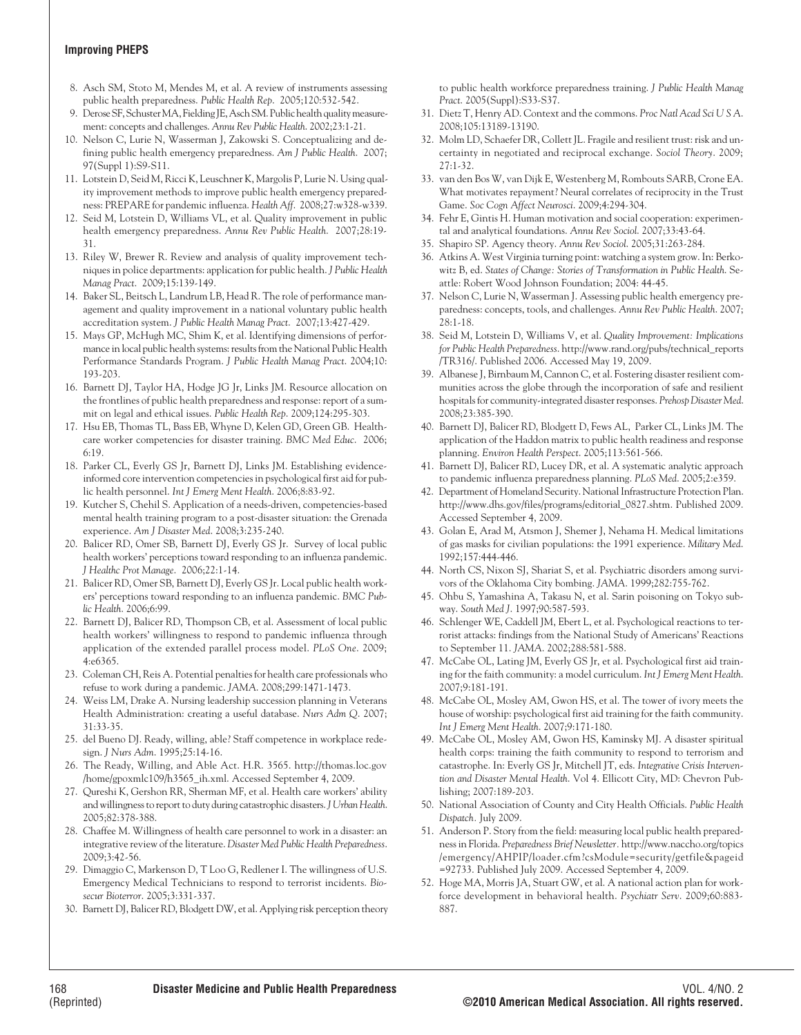8. Asch SM, Stoto M, Mendes M, et al. A review of instruments assessing public health preparedness. *Public Health Rep.* 2005;120:532-542.
9. Derose SF, Schuster MA, Fielding JE, Asch SM. Public health quality measurement: concepts and challenges. *Annu Rev Public Health.* 2002;23:1-21.
10. Nelson C, Lurie N, Wasserman J, Zakowski S. Conceptualizing and defining public health emergency preparedness. *Am J Public Health.* 2007; 97(Suppl 1):S9-S11.
11. Lotstein D, Seid M, Ricci K, Leuschner K, Margolis P, Lurie N. Using quality improvement methods to improve public health emergency preparedness: PREPARE for pandemic influenza. *Health Aff.* 2008;27:w328-w339.
12. Seid M, Lotstein D, Williams VL, et al. Quality improvement in public health emergency preparedness. *Annu Rev Public Health.* 2007;28:19-31.
13. Riley W, Brewer R. Review and analysis of quality improvement techniques in police departments: application for public health. *J Public Health Manag Pract.* 2009;15:139-149.
14. Baker SL, Beitsch L, Landrum LB, Head R. The role of performance management and quality improvement in a national voluntary public health accreditation system. *J Public Health Manag Pract.* 2007;13:427-429.
15. Mays GP, McHugh MC, Shim K, et al. Identifying dimensions of performance in local public health systems: results from the National Public Health Performance Standards Program. *J Public Health Manag Pract.* 2004;10: 193-203.
16. Barnett DJ, Taylor HA, Hodge JG Jr, Links JM. Resource allocation on the frontlines of public health preparedness and response: report of a summit on legal and ethical issues. *Public Health Rep.* 2009;124:295-303.
17. Hsu EB, Thomas TL, Bass EB, Whyne D, Kelen GD, Green GB. Healthcare worker competencies for disaster training. *BMC Med Educ.* 2006; 6:19.
18. Parker CL, Everly GS Jr, Barnett DJ, Links JM. Establishing evidence-informed core intervention competencies in psychological first aid for public health personnel. *Int J Emerg Ment Health.* 2006;8:83-92.
19. Kutcher S, Chehil S. Application of a needs-driven, competencies-based mental health training program to a post-disaster situation: the Grenada experience. *Am J Disaster Med.* 2008;3:235-240.
20. Balicer RD, Omer SB, Barnett DJ, Everly GS Jr. Survey of local public health workers' perceptions toward responding to an influenza pandemic. *J Healthc Prot Manage.* 2006;22:1-14.
21. Balicer RD, Omer SB, Barnett DJ, Everly GS Jr. Local public health workers' perceptions toward responding to an influenza pandemic. *BMC Public Health.* 2006;6:99.
22. Barnett DJ, Balicer RD, Thompson CB, et al. Assessment of local public health workers' willingness to respond to pandemic influenza through application of the extended parallel process model. *PLoS One.* 2009; 4:e6365.
23. Coleman CH, Reis A. Potential penalties for health care professionals who refuse to work during a pandemic. *JAMA.* 2008;299:1471-1473.
24. Weiss LM, Drake A. Nursing leadership succession planning in Veterans Health Administration: creating a useful database. *Nurs Adm Q.* 2007; 31:33-35.
25. del Bueno DJ. Ready, willing, able? Staff competence in workplace redesign. *J Nurs Adm.* 1995;25:14-16.
26. The Ready, Willing, and Able Act. H.R. 3565. http://thomas.loc.gov/home/gpoxmlc109/h3565_ih.xml. Accessed September 4, 2009.
27. Qureshi K, Gershon RR, Sherman MF, et al. Health care workers' ability and willingness to report to duty during catastrophic disasters. *J Urban Health.* 2005;82:378-388.
28. Chaffee M. Willingness of health care personnel to work in a disaster: an integrative review of the literature. *Disaster Med Public Health Preparedness.* 2009;3:42-56.
29. Dimaggio C, Markenson D, T Loo G, Redlener I. The willingness of U.S. Emergency Medical Technicians to respond to terrorist incidents. *Biosecur Bioterror.* 2005;3:331-337.
30. Barnett DJ, Balicer RD, Blodgett DW, et al. Applying risk perception theory to public health workforce preparedness training. *J Public Health Manag Pract.* 2005(Suppl):S33-S37.
31. Dietz T, Henry AD. Context and the commons. *Proc Natl Acad Sci U S A.* 2008;105:13189-13190.
32. Molm LD, Schaefer DR, Collett JL. Fragile and resilient trust: risk and uncertainty in negotiated and reciprocal exchange. *Sociol Theory.* 2009; 27:1-32.
33. van den Bos W, van Dijk E, Westenberg M, Rombouts SARB, Crone EA. What motivates repayment? Neural correlates of reciprocity in the Trust Game. *Soc Cogn Affect Neurosci.* 2009;4:294-304.
34. Fehr E, Gintis H. Human motivation and social cooperation: experimental and analytical foundations. *Annu Rev Sociol.* 2007;33:43-64.
35. Shapiro SP. Agency theory. *Annu Rev Sociol.* 2005;31:263-284.
36. Atkins A. West Virginia turning point: watching a system grow. In: Berkowitz B, ed. *States of Change: Stories of Transformation in Public Health.* Seattle: Robert Wood Johnson Foundation; 2004: 44-45.
37. Nelson C, Lurie N, Wasserman J. Assessing public health emergency preparedness: concepts, tools, and challenges. *Annu Rev Public Health.* 2007; 28:1-18.
38. Seid M, Lotstein D, Williams V, et al. *Quality Improvement: Implications for Public Health Preparedness.* http://www.rand.org/pubs/technical_reports/TR316/. Published 2006. Accessed May 19, 2009.
39. Albanese J, Birnbaum M, Cannon C, et al. Fostering disaster resilient communities across the globe through the incorporation of safe and resilient hospitals for community-integrated disaster responses. *Prehosp Disaster Med.* 2008;23:385-390.
40. Barnett DJ, Balicer RD, Blodgett D, Fews AL, Parker CL, Links JM. The application of the Haddon matrix to public health readiness and response planning. *Environ Health Perspect.* 2005;113:561-566.
41. Barnett DJ, Balicer RD, Lucey DR, et al. A systematic analytic approach to pandemic influenza preparedness planning. *PLoS Med.* 2005;2:e359.
42. Department of Homeland Security. National Infrastructure Protection Plan. http://www.dhs.gov/files/programs/editorial_0827.shtm. Published 2009. Accessed September 4, 2009.
43. Golan E, Arad M, Atsmon J, Shemer J, Nehama H. Medical limitations of gas masks for civilian populations: the 1991 experience. *Military Med.* 1992;157:444-446.
44. North CS, Nixon SJ, Shariat S, et al. Psychiatric disorders among survivors of the Oklahoma City bombing. *JAMA.* 1999;282:755-762.
45. Ohbu S, Yamashina A, Takasu N, et al. Sarin poisoning on Tokyo subway. *South Med J.* 1997;90:587-593.
46. Schlenger WE, Caddell JM, Ebert L, et al. Psychological reactions to terrorist attacks: findings from the National Study of Americans' Reactions to September 11. *JAMA.* 2002;288:581-588.
47. McCabe OL, Lating JM, Everly GS Jr, et al. Psychological first aid training for the faith community: a model curriculum. *Int J Emerg Ment Health.* 2007;9:181-191.
48. McCabe OL, Mosley AM, Gwon HS, et al. The tower of ivory meets the house of worship: psychological first aid training for the faith community. *Int J Emerg Ment Health.* 2007;9:171-180.
49. McCabe OL, Mosley AM, Gwon HS, Kaminsky MJ. A disaster spiritual health corps: training the faith community to respond to terrorism and catastrophe. In: Everly GS Jr, Mitchell JT, eds. *Integrative Crisis Intervention and Disaster Mental Health.* Vol 4. Ellicott City, MD: Chevron Publishing; 2007:189-203.
50. National Association of County and City Health Officials. *Public Health Dispatch.* July 2009.
51. Anderson P. Story from the field: measuring local public health preparedness in Florida. *Preparedness Brief Newsletter.* http://www.naccho.org/topics/emergency/AHPIP/loader.cfm?csModule=security/getfile&pageid=92733. Published July 2009. Accessed September 4, 2009.
52. Hoge MA, Morris JA, Stuart GW, et al. A national action plan for workforce development in behavioral health. *Psychiatr Serv.* 2009;60:883-887.